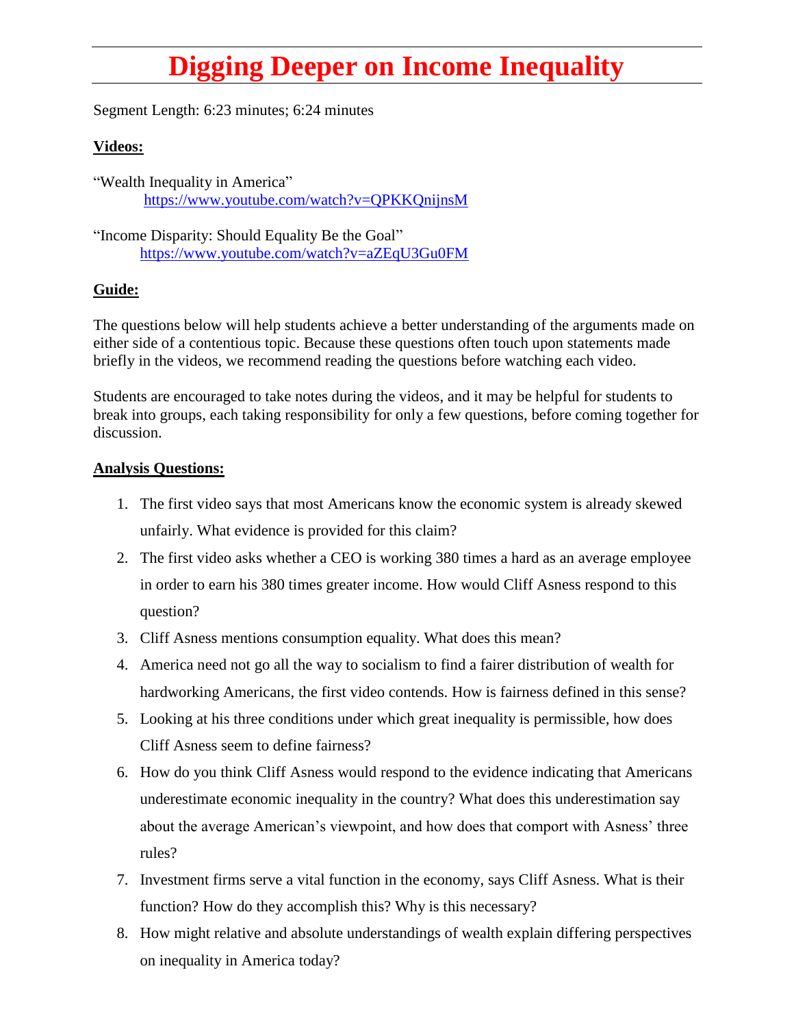# Digging Deeper on Income Inequality

Segment Length: 6:23 minutes; 6:24 minutes

**Videos:**

"Wealth Inequality in America"
https://www.youtube.com/watch?v=QPKKQnijnsM

"Income Disparity: Should Equality Be the Goal"
https://www.youtube.com/watch?v=aZEqU3Gu0FM

**Guide:**

The questions below will help students achieve a better understanding of the arguments made on either side of a contentious topic. Because these questions often touch upon statements made briefly in the videos, we recommend reading the questions before watching each video.

Students are encouraged to take notes during the videos, and it may be helpful for students to break into groups, each taking responsibility for only a few questions, before coming together for discussion.

**Analysis Questions:**

1. The first video says that most Americans know the economic system is already skewed unfairly. What evidence is provided for this claim?
2. The first video asks whether a CEO is working 380 times a hard as an average employee in order to earn his 380 times greater income. How would Cliff Asness respond to this question?
3. Cliff Asness mentions consumption equality. What does this mean?
4. America need not go all the way to socialism to find a fairer distribution of wealth for hardworking Americans, the first video contends. How is fairness defined in this sense?
5. Looking at his three conditions under which great inequality is permissible, how does Cliff Asness seem to define fairness?
6. How do you think Cliff Asness would respond to the evidence indicating that Americans underestimate economic inequality in the country? What does this underestimation say about the average American's viewpoint, and how does that comport with Asness' three rules?
7. Investment firms serve a vital function in the economy, says Cliff Asness. What is their function? How do they accomplish this? Why is this necessary?
8. How might relative and absolute understandings of wealth explain differing perspectives on inequality in America today?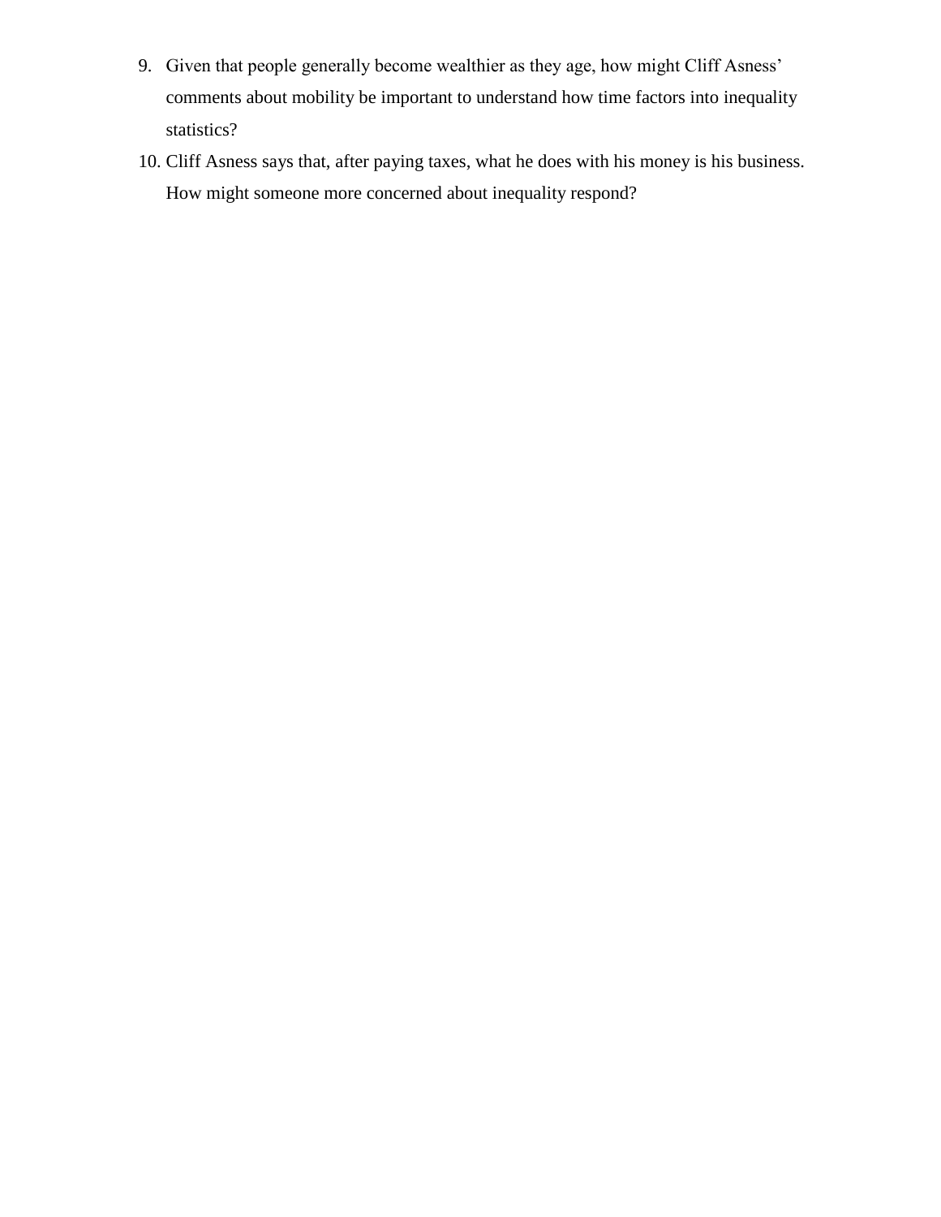9. Given that people generally become wealthier as they age, how might Cliff Asness' comments about mobility be important to understand how time factors into inequality statistics?
10. Cliff Asness says that, after paying taxes, what he does with his money is his business. How might someone more concerned about inequality respond?